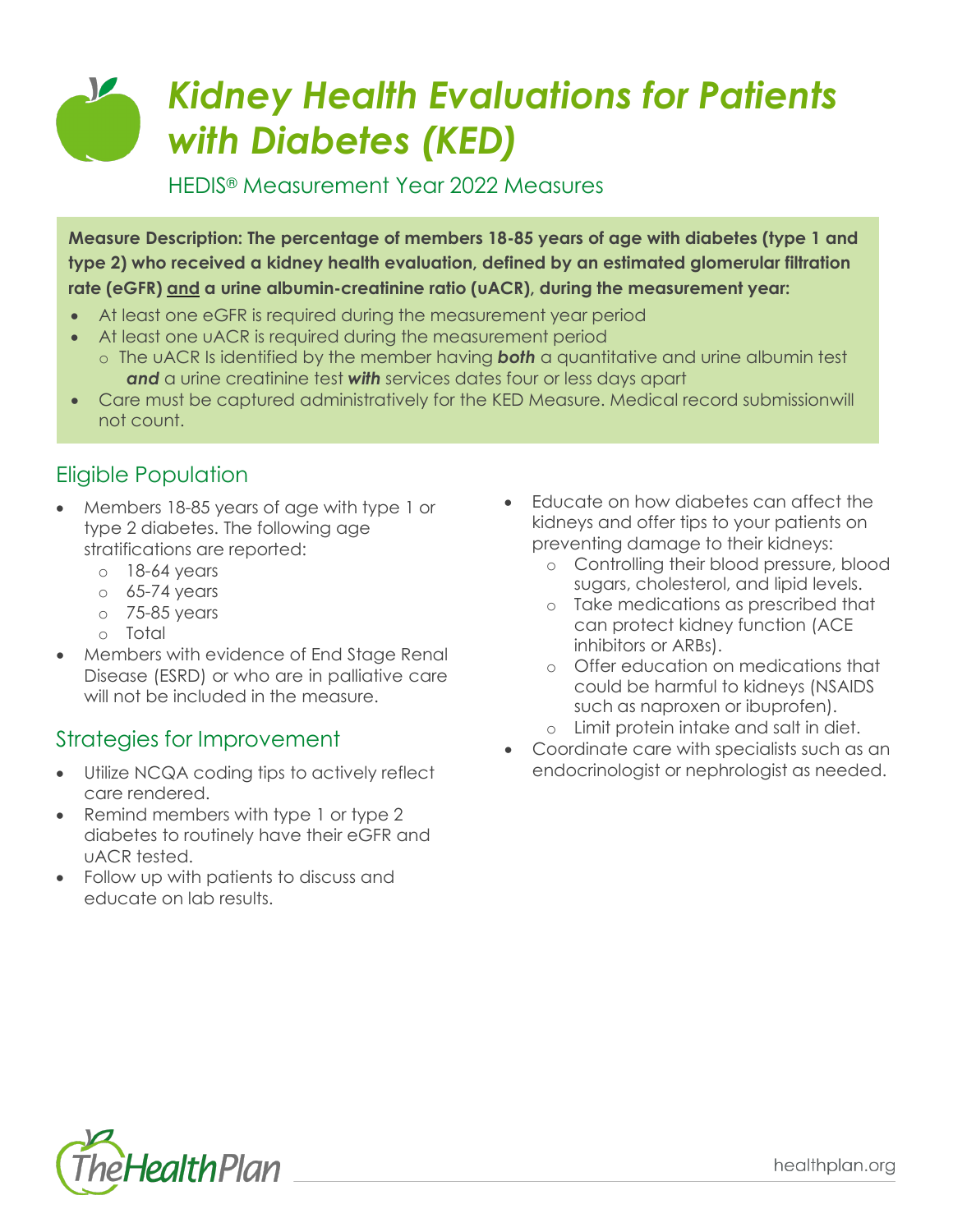# Kidney Health Evaluations for Patients with Diabetes (KED)

HEDIS® Measurement Year 2022 Measures

**Measure Description: The percentage of members 18-85 years of age with diabetes (type 1 and type 2) who received a kidney health evaluation, defined by an estimated glomerular filtration rate (eGFR) and a urine albumin-creatinine ratio (uACR), during the measurement year:**

- At least one eGFR is required during the measurement year period
- At least one uACR is required during the measurement period
  - The uACR Is identified by the member having ***both*** a quantitative and urine albumin test ***and*** a urine creatinine test ***with*** services dates four or less days apart
- Care must be captured administratively for the KED Measure. Medical record submissionwill not count.

## Eligible Population

- Members 18-85 years of age with type 1 or type 2 diabetes. The following age stratifications are reported:
  - 18-64 years
  - 65-74 years
  - 75-85 years
  - Total
- Members with evidence of End Stage Renal Disease (ESRD) or who are in palliative care will not be included in the measure.

## Strategies for Improvement

- Utilize NCQA coding tips to actively reflect care rendered.
- Remind members with type 1 or type 2 diabetes to routinely have their eGFR and uACR tested.
- Follow up with patients to discuss and educate on lab results.
- Educate on how diabetes can affect the kidneys and offer tips to your patients on preventing damage to their kidneys:
  - Controlling their blood pressure, blood sugars, cholesterol, and lipid levels.
  - Take medications as prescribed that can protect kidney function (ACE inhibitors or ARBs).
  - Offer education on medications that could be harmful to kidneys (NSAIDS such as naproxen or ibuprofen).
  - Limit protein intake and salt in diet.
- Coordinate care with specialists such as an endocrinologist or nephrologist as needed.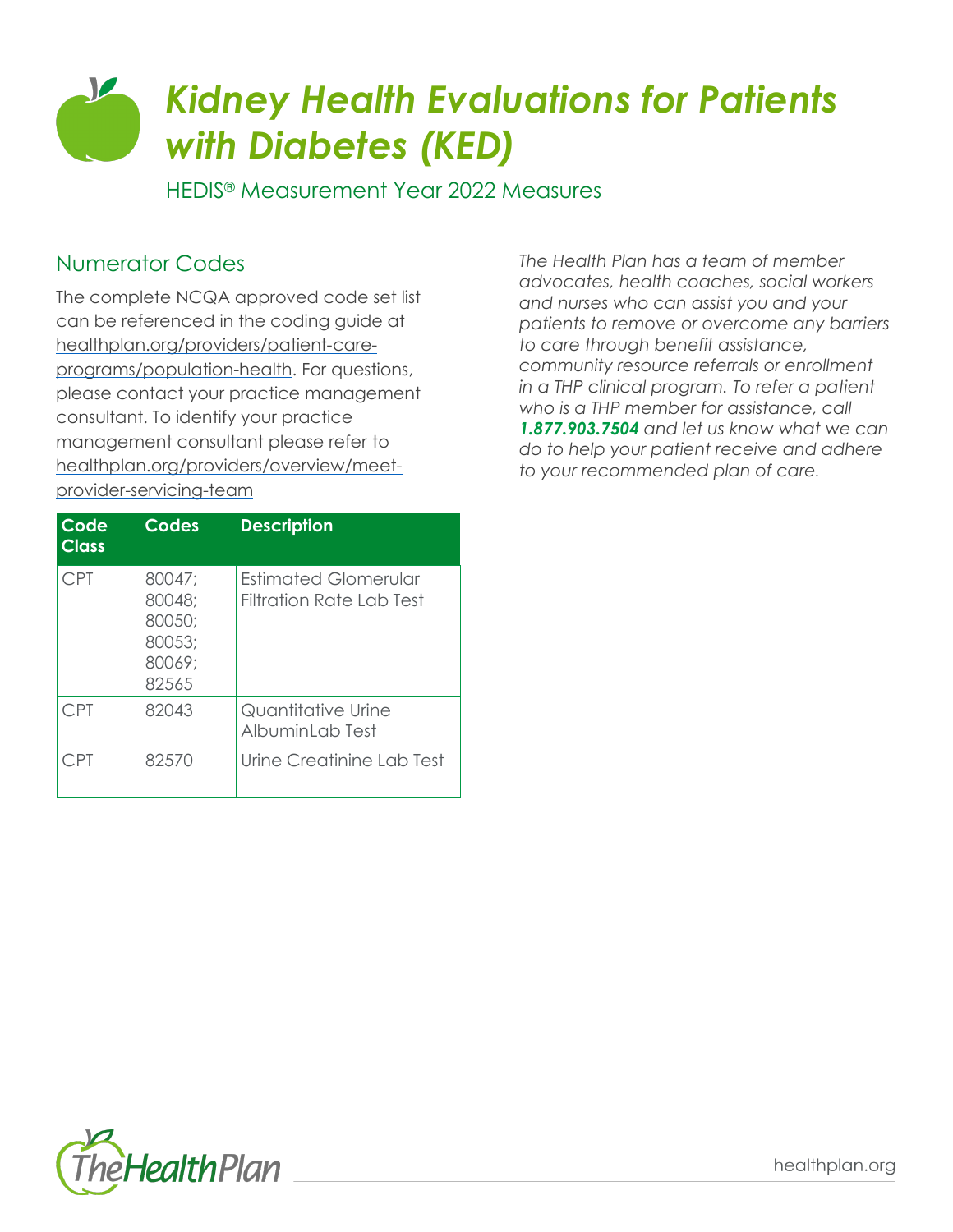# *Kidney Health Evaluations for Patients with Diabetes (KED)*

HEDIS® Measurement Year 2022 Measures

## Numerator Codes

The complete NCQA approved code set list can be referenced in the coding guide at healthplan.org/providers/patient-care-programs/population-health. For questions, please contact your practice management consultant. To identify your practice management consultant please refer to healthplan.org/providers/overview/meet-provider-servicing-team

| Code Class | Codes | Description |
|---|---|---|
| CPT | 80047; 80048; 80050; 80053; 80069; 82565 | Estimated Glomerular Filtration Rate Lab Test |
| CPT | 82043 | Quantitative Urine AlbuminLab Test |
| CPT | 82570 | Urine Creatinine Lab Test |

*The Health Plan has a team of member advocates, health coaches, social workers and nurses who can assist you and your patients to remove or overcome any barriers to care through benefit assistance, community resource referrals or enrollment in a THP clinical program. To refer a patient who is a THP member for assistance, call* ***1.877.903.7504*** *and let us know what we can do to help your patient receive and adhere to your recommended plan of care.*

TheHealthPlan

healthplan.org